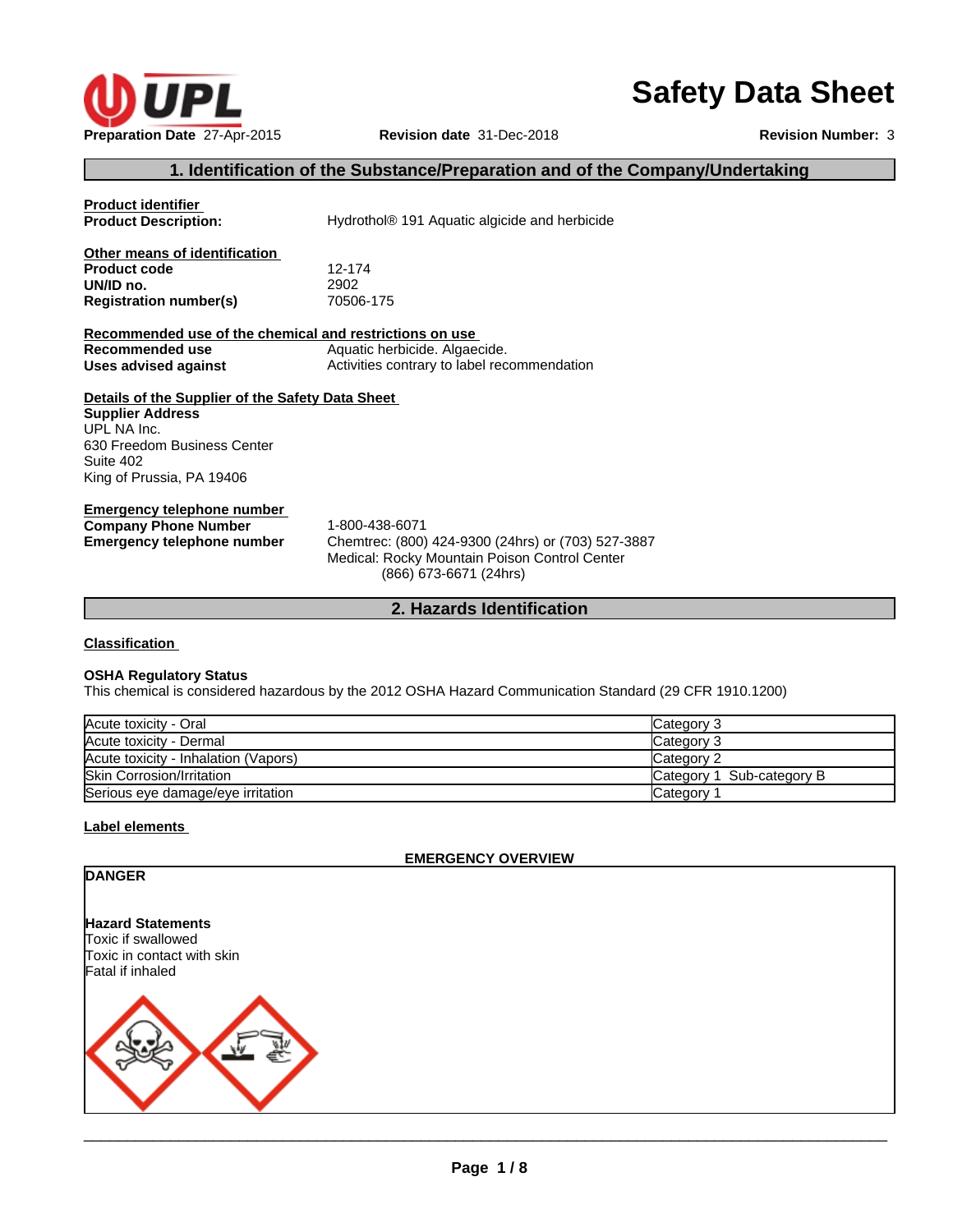# Safety Data Sheet

**Preparation Date** 27-Apr-2015 **Revision date** 31-Dec-2018 **Revision Number:** 3

## 1. Identification of the Substance/Preparation and of the Company/Undertaking

**Product identifier**

**Product Description:** Hydrothol® 191 Aquatic algicide and herbicide

**Other means of identification**

**Product code** 12-174
**UN/ID no.** 2902
**Registration number(s)** 70506-175

**Recommended use of the chemical and restrictions on use**

**Recommended use** Aquatic herbicide. Algaecide.
**Uses advised against** Activities contrary to label recommendation

**Details of the Supplier of the Safety Data Sheet**

**Supplier Address**
UPL NA Inc.
630 Freedom Business Center
Suite 402
King of Prussia, PA 19406

**Emergency telephone number**

**Company Phone Number** 1-800-438-6071
**Emergency telephone number** Chemtrec: (800) 424-9300 (24hrs) or (703) 527-3887
Medical: Rocky Mountain Poison Control Center
(866) 673-6671 (24hrs)

## 2. Hazards Identification

**Classification**

**OSHA Regulatory Status**
This chemical is considered hazardous by the 2012 OSHA Hazard Communication Standard (29 CFR 1910.1200)

| | |
|---|---|
| Acute toxicity - Oral | Category 3 |
| Acute toxicity - Dermal | Category 3 |
| Acute toxicity - Inhalation (Vapors) | Category 2 |
| Skin Corrosion/Irritation | Category 1 Sub-category B |
| Serious eye damage/eye irritation | Category 1 |

**Label elements**

**EMERGENCY OVERVIEW**

**DANGER**

**Hazard Statements**
Toxic if swallowed
Toxic in contact with skin
Fatal if inhaled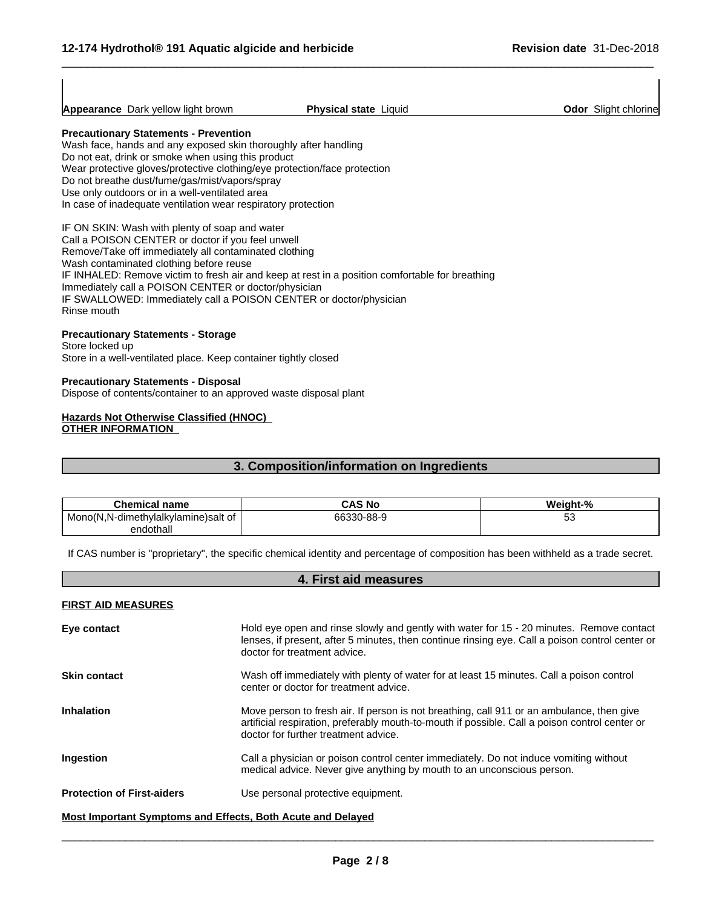| **Appearance** Dark yellow light brown | **Physical state** Liquid | **Odor** Slight chlorine |
|---|---|---|

**Precautionary Statements - Prevention**
Wash face, hands and any exposed skin thoroughly after handling
Do not eat, drink or smoke when using this product
Wear protective gloves/protective clothing/eye protection/face protection
Do not breathe dust/fume/gas/mist/vapors/spray
Use only outdoors or in a well-ventilated area
In case of inadequate ventilation wear respiratory protection

IF ON SKIN: Wash with plenty of soap and water
Call a POISON CENTER or doctor if you feel unwell
Remove/Take off immediately all contaminated clothing
Wash contaminated clothing before reuse
IF INHALED: Remove victim to fresh air and keep at rest in a position comfortable for breathing
Immediately call a POISON CENTER or doctor/physician
IF SWALLOWED: Immediately call a POISON CENTER or doctor/physician
Rinse mouth

**Precautionary Statements - Storage**
Store locked up
Store in a well-ventilated place. Keep container tightly closed

**Precautionary Statements - Disposal**
Dispose of contents/container to an approved waste disposal plant

**Hazards Not Otherwise Classified (HNOC)**
**OTHER INFORMATION**

## 3. Composition/information on Ingredients

| Chemical name | CAS No | Weight-% |
|---|---|---|
| Mono(N,N-dimethylalkylamine)salt of endothall | 66330-88-9 | 53 |

If CAS number is "proprietary", the specific chemical identity and percentage of composition has been withheld as a trade secret.

## 4. First aid measures

**FIRST AID MEASURES**

**Eye contact**
Hold eye open and rinse slowly and gently with water for 15 - 20 minutes. Remove contact lenses, if present, after 5 minutes, then continue rinsing eye. Call a poison control center or doctor for treatment advice.

**Skin contact**
Wash off immediately with plenty of water for at least 15 minutes. Call a poison control center or doctor for treatment advice.

**Inhalation**
Move person to fresh air. If person is not breathing, call 911 or an ambulance, then give artificial respiration, preferably mouth-to-mouth if possible. Call a poison control center or doctor for further treatment advice.

**Ingestion**
Call a physician or poison control center immediately. Do not induce vomiting without medical advice. Never give anything by mouth to an unconscious person.

**Protection of First-aiders**
Use personal protective equipment.

**Most Important Symptoms and Effects, Both Acute and Delayed**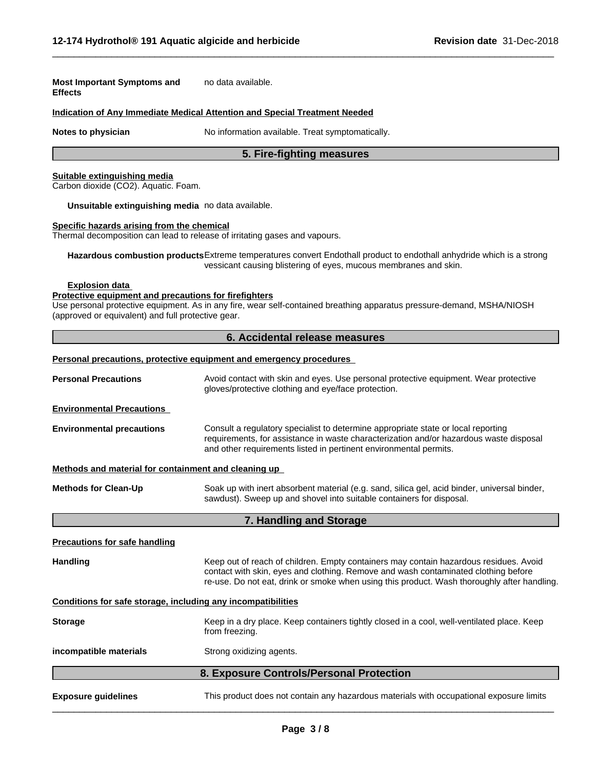**Most Important Symptoms and Effects** no data available.

**Indication of Any Immediate Medical Attention and Special Treatment Needed**

**Notes to physician** No information available. Treat symptomatically.

## 5. Fire-fighting measures

**Suitable extinguishing media**

Carbon dioxide ($CO_2$). Aquatic. Foam.

**Unsuitable extinguishing media** no data available.

**Specific hazards arising from the chemical**

Thermal decomposition can lead to release of irritating gases and vapours.

**Hazardous combustion products** Extreme temperatures convert Endothall product to endothall anhydride which is a strong vessicant causing blistering of eyes, mucous membranes and skin.

**Explosion data**

**Protective equipment and precautions for firefighters**

Use personal protective equipment. As in any fire, wear self-contained breathing apparatus pressure-demand, MSHA/NIOSH (approved or equivalent) and full protective gear.

## 6. Accidental release measures

**Personal precautions, protective equipment and emergency procedures**

**Personal Precautions** Avoid contact with skin and eyes. Use personal protective equipment. Wear protective gloves/protective clothing and eye/face protection.

**Environmental Precautions**

**Environmental precautions** Consult a regulatory specialist to determine appropriate state or local reporting requirements, for assistance in waste characterization and/or hazardous waste disposal and other requirements listed in pertinent environmental permits.

**Methods and material for containment and cleaning up**

**Methods for Clean-Up** Soak up with inert absorbent material (e.g. sand, silica gel, acid binder, universal binder, sawdust). Sweep up and shovel into suitable containers for disposal.

## 7. Handling and Storage

**Precautions for safe handling**

**Handling** Keep out of reach of children. Empty containers may contain hazardous residues. Avoid contact with skin, eyes and clothing. Remove and wash contaminated clothing before re-use. Do not eat, drink or smoke when using this product. Wash thoroughly after handling.

**Conditions for safe storage, including any incompatibilities**

**Storage** Keep in a dry place. Keep containers tightly closed in a cool, well-ventilated place. Keep from freezing.

**incompatible materials** Strong oxidizing agents.

## 8. Exposure Controls/Personal Protection

**Exposure guidelines** This product does not contain any hazardous materials with occupational exposure limits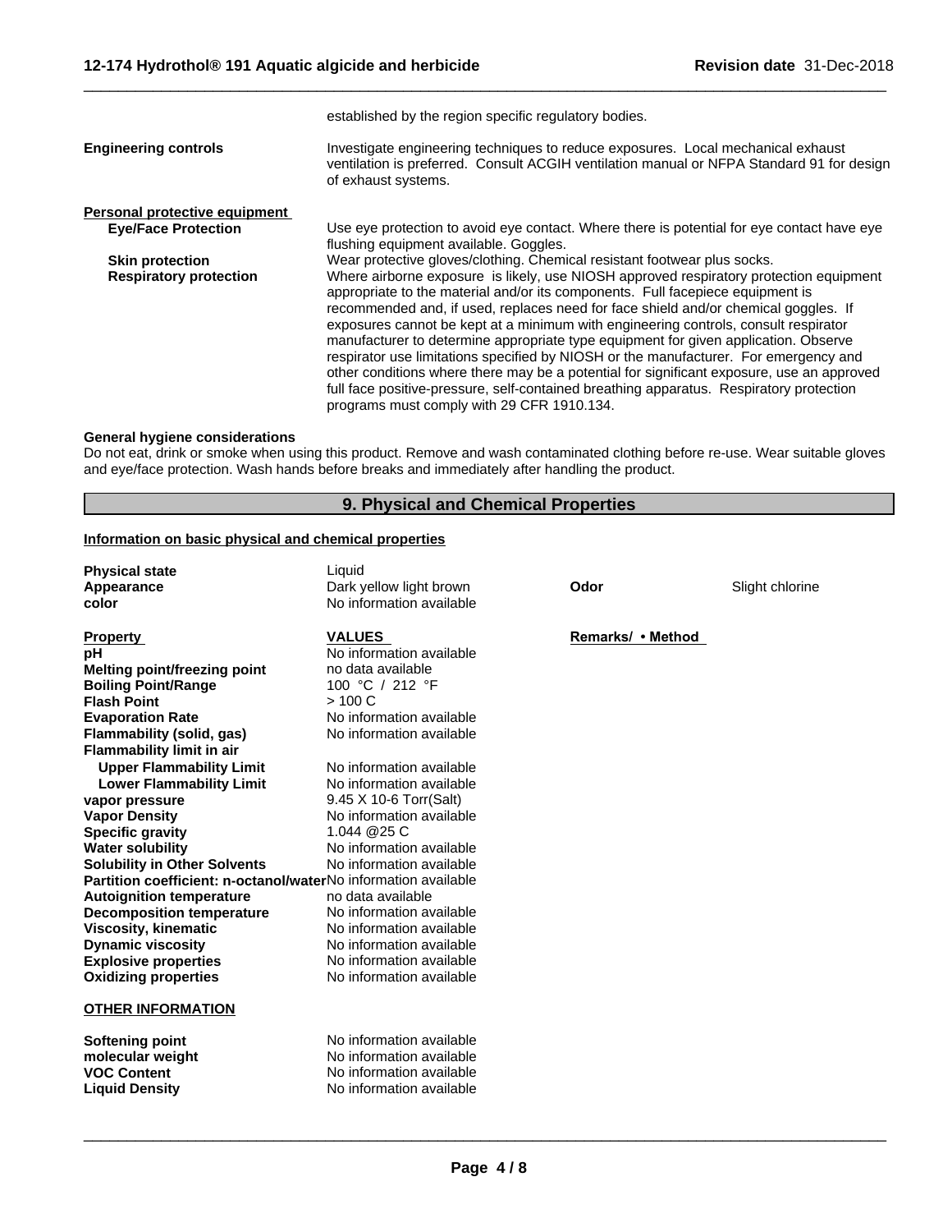established by the region specific regulatory bodies.

**Engineering controls** Investigate engineering techniques to reduce exposures. Local mechanical exhaust ventilation is preferred. Consult ACGIH ventilation manual or NFPA Standard 91 for design of exhaust systems.

**Personal protective equipment**

**Eye/Face Protection** Use eye protection to avoid eye contact. Where there is potential for eye contact have eye flushing equipment available. Goggles.

**Skin protection** Wear protective gloves/clothing. Chemical resistant footwear plus socks.

**Respiratory protection** Where airborne exposure is likely, use NIOSH approved respiratory protection equipment appropriate to the material and/or its components. Full facepiece equipment is recommended and, if used, replaces need for face shield and/or chemical goggles. If exposures cannot be kept at a minimum with engineering controls, consult respirator manufacturer to determine appropriate type equipment for given application. Observe respirator use limitations specified by NIOSH or the manufacturer. For emergency and other conditions where there may be a potential for significant exposure, use an approved full face positive-pressure, self-contained breathing apparatus. Respiratory protection programs must comply with 29 CFR 1910.134.

**General hygiene considerations**

Do not eat, drink or smoke when using this product. Remove and wash contaminated clothing before re-use. Wear suitable gloves and eye/face protection. Wash hands before breaks and immediately after handling the product.

## 9. Physical and Chemical Properties

**Information on basic physical and chemical properties**

| | | | |
|---|---|---|---|
| **Physical state** | Liquid | | |
| **Appearance** | Dark yellow light brown | **Odor** | Slight chlorine |
| **color** | No information available | | |

| **Property** | **VALUES** | **Remarks/ • Method** |
|---|---|---|
| **pH** | No information available | |
| **Melting point/freezing point** | no data available | |
| **Boiling Point/Range** | 100 °C / 212 °F | |
| **Flash Point** | > 100 C | |
| **Evaporation Rate** | No information available | |
| **Flammability (solid, gas)** | No information available | |
| **Flammability limit in air** | | |
| **Upper Flammability Limit** | No information available | |
| **Lower Flammability Limit** | No information available | |
| **vapor pressure** | 9.45 X 10-6 Torr(Salt) | |
| **Vapor Density** | No information available | |
| **Specific gravity** | 1.044 @25 C | |
| **Water solubility** | No information available | |
| **Solubility in Other Solvents** | No information available | |
| **Partition coefficient: n-octanol/water** | No information available | |
| **Autoignition temperature** | no data available | |
| **Decomposition temperature** | No information available | |
| **Viscosity, kinematic** | No information available | |
| **Dynamic viscosity** | No information available | |
| **Explosive properties** | No information available | |
| **Oxidizing properties** | No information available | |

**OTHER INFORMATION**

| | |
|---|---|
| **Softening point** | No information available |
| **molecular weight** | No information available |
| **VOC Content** | No information available |
| **Liquid Density** | No information available |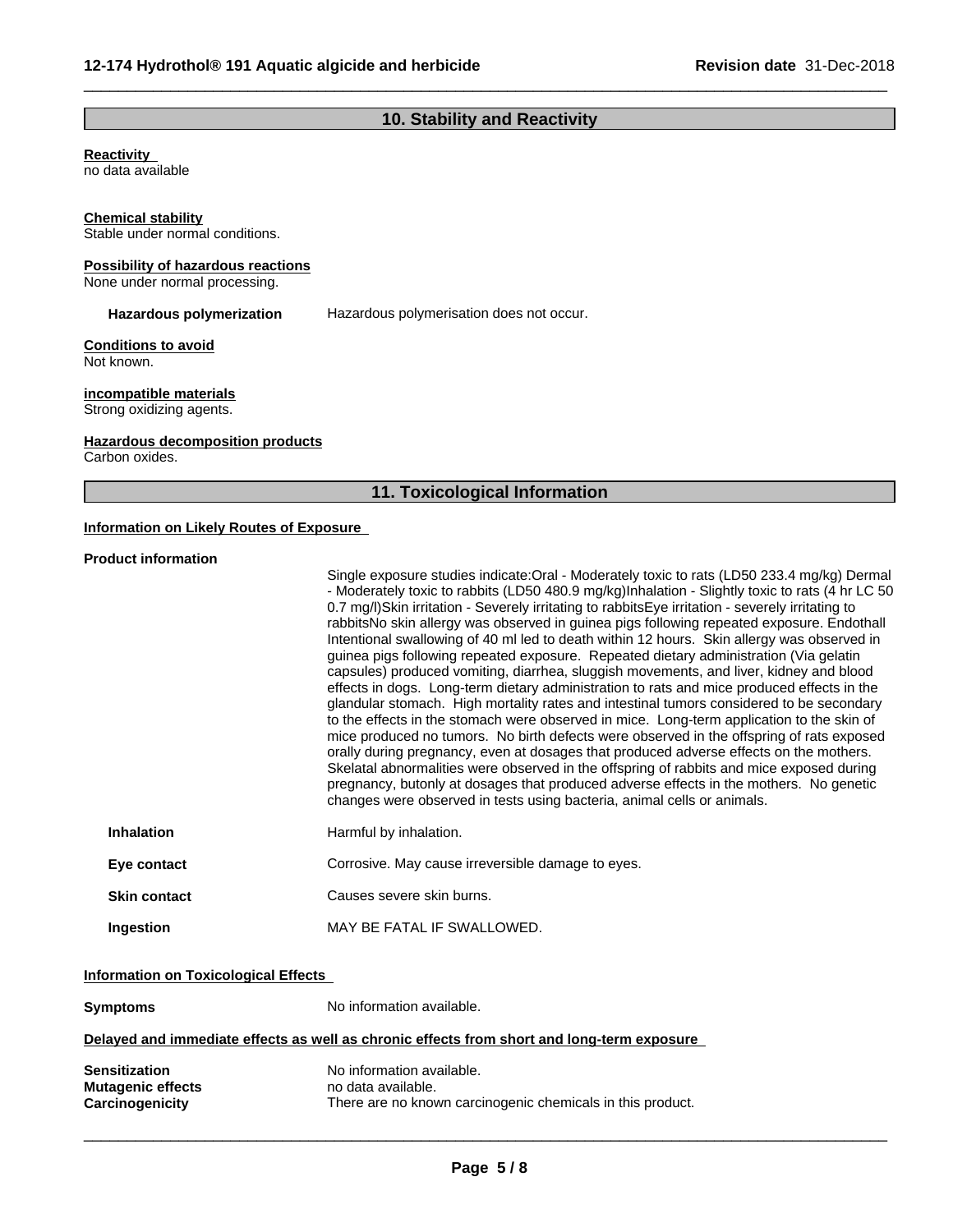## 10. Stability and Reactivity

**Reactivity**
no data available

**Chemical stability**
Stable under normal conditions.

**Possibility of hazardous reactions**
None under normal processing.

**Hazardous polymerization** Hazardous polymerisation does not occur.

**Conditions to avoid**
Not known.

**incompatible materials**
Strong oxidizing agents.

**Hazardous decomposition products**
Carbon oxides.

## 11. Toxicological Information

**Information on Likely Routes of Exposure**

**Product information**

Single exposure studies indicate:Oral - Moderately toxic to rats (LD50 233.4 mg/kg) Dermal - Moderately toxic to rabbits (LD50 480.9 mg/kg)Inhalation - Slightly toxic to rats (4 hr LC 50 0.7 mg/l)Skin irritation - Severely irritating to rabbitsEye irritation - severely irritating to rabbitsNo skin allergy was observed in guinea pigs following repeated exposure. Endothall Intentional swallowing of 40 ml led to death within 12 hours. Skin allergy was observed in guinea pigs following repeated exposure. Repeated dietary administration (Via gelatin capsules) produced vomiting, diarrhea, sluggish movements, and liver, kidney and blood effects in dogs. Long-term dietary administration to rats and mice produced effects in the glandular stomach. High mortality rates and intestinal tumors considered to be secondary to the effects in the stomach were observed in mice. Long-term application to the skin of mice produced no tumors. No birth defects were observed in the offspring of rats exposed orally during pregnancy, even at dosages that produced adverse effects on the mothers. Skelatal abnormalities were observed in the offspring of rabbits and mice exposed during pregnancy, butonly at dosages that produced adverse effects in the mothers. No genetic changes were observed in tests using bacteria, animal cells or animals.

**Inhalation** Harmful by inhalation.

**Eye contact** Corrosive. May cause irreversible damage to eyes.

**Skin contact** Causes severe skin burns.

**Ingestion** MAY BE FATAL IF SWALLOWED.

**Information on Toxicological Effects**

**Symptoms** No information available.

**Delayed and immediate effects as well as chronic effects from short and long-term exposure**

**Sensitization** No information available.
**Mutagenic effects** no data available.
**Carcinogenicity** There are no known carcinogenic chemicals in this product.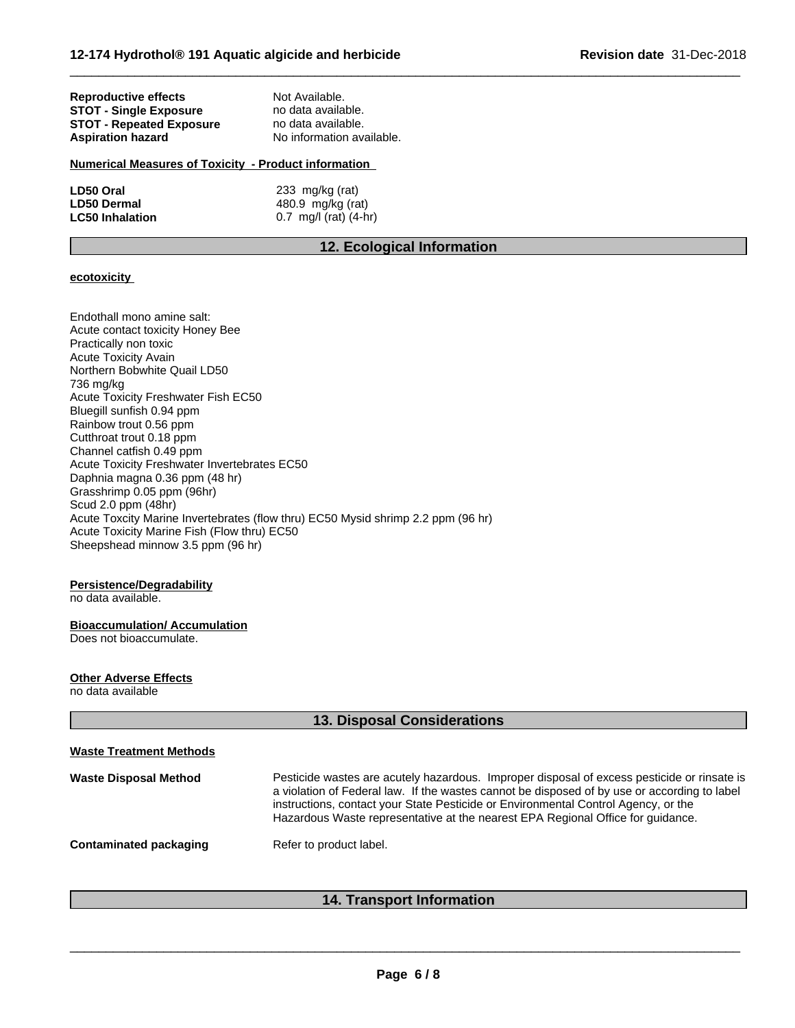| | |
|---|---|
| **Reproductive effects** | Not Available. |
| **STOT - Single Exposure** | no data available. |
| **STOT - Repeated Exposure** | no data available. |
| **Aspiration hazard** | No information available. |

**Numerical Measures of Toxicity - Product information**

| | |
|---|---|
| **LD50 Oral** | 233 mg/kg (rat) |
| **LD50 Dermal** | 480.9 mg/kg (rat) |
| **LC50 Inhalation** | 0.7 mg/l (rat) (4-hr) |

## 12. Ecological Information

**ecotoxicity**

Endothall mono amine salt:
Acute contact toxicity Honey Bee
Practically non toxic
Acute Toxicity Avain
Northern Bobwhite Quail LD50
736 mg/kg
Acute Toxicity Freshwater Fish EC50
Bluegill sunfish 0.94 ppm
Rainbow trout 0.56 ppm
Cutthroat trout 0.18 ppm
Channel catfish 0.49 ppm
Acute Toxicity Freshwater Invertebrates EC50
Daphnia magna 0.36 ppm (48 hr)
Grasshrimp 0.05 ppm (96hr)
Scud 2.0 ppm (48hr)
Acute Toxcity Marine Invertebrates (flow thru) EC50 Mysid shrimp 2.2 ppm (96 hr)
Acute Toxicity Marine Fish (Flow thru) EC50
Sheepshead minnow 3.5 ppm (96 hr)

**Persistence/Degradability**
no data available.

**Bioaccumulation/ Accumulation**
Does not bioaccumulate.

**Other Adverse Effects**
no data available

## 13. Disposal Considerations

**Waste Treatment Methods**

| | |
|---|---|
| **Waste Disposal Method** | Pesticide wastes are acutely hazardous. Improper disposal of excess pesticide or rinsate is a violation of Federal law. If the wastes cannot be disposed of by use or according to label instructions, contact your State Pesticide or Environmental Control Agency, or the Hazardous Waste representative at the nearest EPA Regional Office for guidance. |
| **Contaminated packaging** | Refer to product label. |

## 14. Transport Information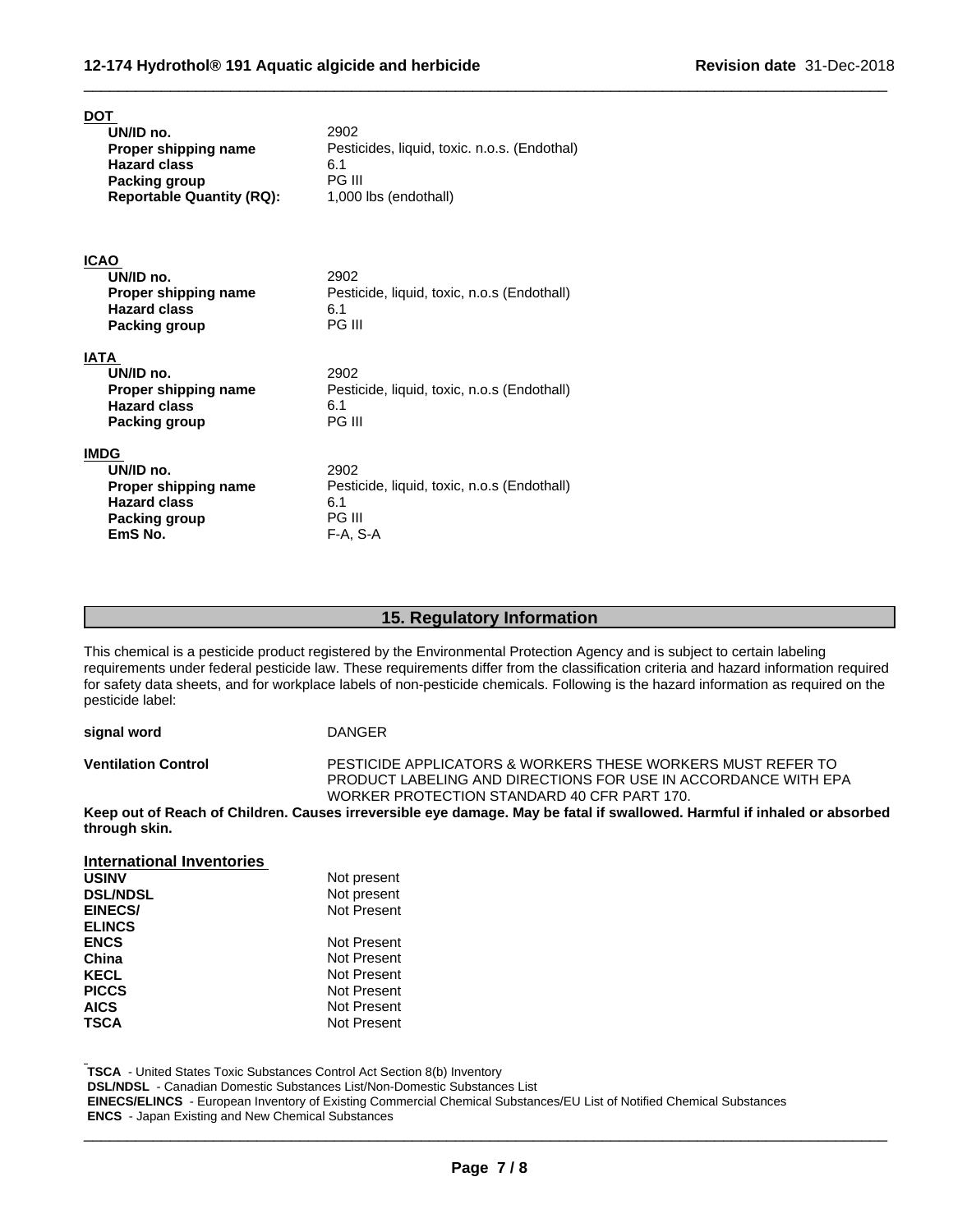**DOT**

| | |
|---|---|
| **UN/ID no.** | 2902 |
| **Proper shipping name** | Pesticides, liquid, toxic. n.o.s. (Endothal) |
| **Hazard class** | 6.1 |
| **Packing group** | PG III |
| **Reportable Quantity (RQ):** | 1,000 lbs (endothall) |

**ICAO**

| | |
|---|---|
| **UN/ID no.** | 2902 |
| **Proper shipping name** | Pesticide, liquid, toxic, n.o.s (Endothall) |
| **Hazard class** | 6.1 |
| **Packing group** | PG III |

**IATA**

| | |
|---|---|
| **UN/ID no.** | 2902 |
| **Proper shipping name** | Pesticide, liquid, toxic, n.o.s (Endothall) |
| **Hazard class** | 6.1 |
| **Packing group** | PG III |

**IMDG**

| | |
|---|---|
| **UN/ID no.** | 2902 |
| **Proper shipping name** | Pesticide, liquid, toxic, n.o.s (Endothall) |
| **Hazard class** | 6.1 |
| **Packing group** | PG III |
| **EmS No.** | F-A, S-A |

## 15. Regulatory Information

This chemical is a pesticide product registered by the Environmental Protection Agency and is subject to certain labeling requirements under federal pesticide law. These requirements differ from the classification criteria and hazard information required for safety data sheets, and for workplace labels of non-pesticide chemicals. Following is the hazard information as required on the pesticide label:

| | |
|---|---|
| **signal word** | DANGER |
| **Ventilation Control** | PESTICIDE APPLICATORS & WORKERS THESE WORKERS MUST REFER TO PRODUCT LABELING AND DIRECTIONS FOR USE IN ACCORDANCE WITH EPA WORKER PROTECTION STANDARD 40 CFR PART 170. |

**Keep out of Reach of Children. Causes irreversible eye damage. May be fatal if swallowed. Harmful if inhaled or absorbed through skin.**

**International Inventories**

| | |
|---|---|
| **USINV** | Not present |
| **DSL/NDSL** | Not present |
| **EINECS/ ELINCS** | Not Present |
| **ENCS** | Not Present |
| **China** | Not Present |
| **KECL** | Not Present |
| **PICCS** | Not Present |
| **AICS** | Not Present |
| **TSCA** | Not Present |

**TSCA** - United States Toxic Substances Control Act Section 8(b) Inventory
**DSL/NDSL** - Canadian Domestic Substances List/Non-Domestic Substances List
**EINECS/ELINCS** - European Inventory of Existing Commercial Chemical Substances/EU List of Notified Chemical Substances
**ENCS** - Japan Existing and New Chemical Substances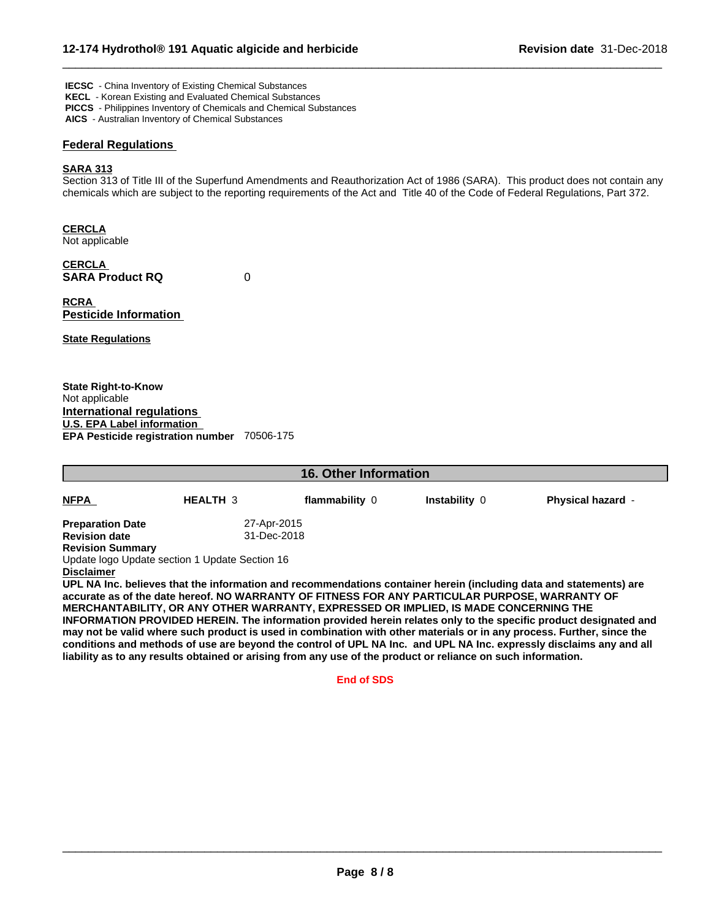**IECSC** - China Inventory of Existing Chemical Substances
**KECL** - Korean Existing and Evaluated Chemical Substances
**PICCS** - Philippines Inventory of Chemicals and Chemical Substances
**AICS** - Australian Inventory of Chemical Substances

## Federal Regulations

**SARA 313**
Section 313 of Title III of the Superfund Amendments and Reauthorization Act of 1986 (SARA). This product does not contain any chemicals which are subject to the reporting requirements of the Act and Title 40 of the Code of Federal Regulations, Part 372.

**CERCLA**
Not applicable

**CERCLA**
**SARA Product RQ** 0

**RCRA**
**Pesticide Information**

**State Regulations**

**State Right-to-Know**
Not applicable

**International regulations**

**U.S. EPA Label information**
**EPA Pesticide registration number** 70506-175

## 16. Other Information

| NFPA | HEALTH | flammability | Instability | Physical hazard |
|---|---|---|---|---|
| | 3 | 0 | 0 | - |

**Preparation Date** 27-Apr-2015
**Revision date** 31-Dec-2018
**Revision Summary**
Update logo Update section 1 Update Section 16

**Disclaimer**
**UPL NA Inc. believes that the information and recommendations container herein (including data and statements) are accurate as of the date hereof. NO WARRANTY OF FITNESS FOR ANY PARTICULAR PURPOSE, WARRANTY OF MERCHANTABILITY, OR ANY OTHER WARRANTY, EXPRESSED OR IMPLIED, IS MADE CONCERNING THE INFORMATION PROVIDED HEREIN. The information provided herein relates only to the specific product designated and may not be valid where such product is used in combination with other materials or in any process. Further, since the conditions and methods of use are beyond the control of UPL NA Inc. and UPL NA Inc. expressly disclaims any and all liability as to any results obtained or arising from any use of the product or reliance on such information.**

**End of SDS**